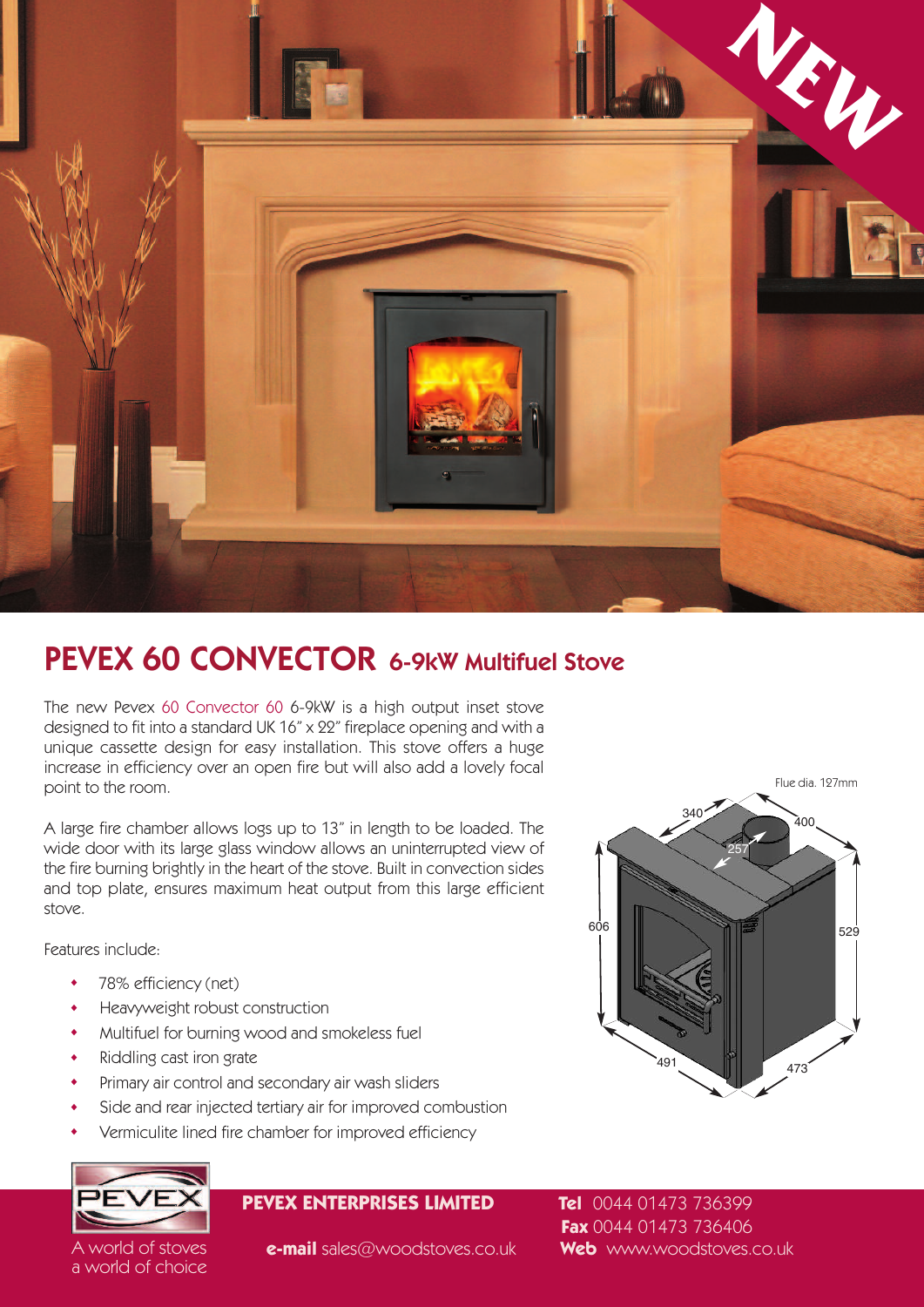NEW

# PEVEX 60 CONVECTOR 6-9kW Multifuel Stove

The new Pevex 60 Convector 60 6-9kW is a high output inset stove designed to fit into a standard UK 16" x 22" fireplace opening and with a unique cassette design for easy installation. This stove offers a huge increase in efficiency over an open fire but will also add a lovely focal point to the room.

A large fire chamber allows logs up to 13" in length to be loaded. The wide door with its large glass window allows an uninterrupted view of the fire burning brightly in the heart of the stove. Built in convection sides and top plate, ensures maximum heat output from this large efficient stove.

Features include:

- 78% efficiency (net)
- Heavyweight robust construction
- Multifuel for burning wood and smokeless fuel
- Riddling cast iron grate
- Primary air control and secondary air wash sliders
- Side and rear injected tertiary air for improved combustion
- Vermiculite lined fire chamber for improved efficiency

Flue dia. 127mm

340 400 257 606 529 491 473

PEVEX

A world of stoves
a world of choice

**PEVEX ENTERPRISES LIMITED**

**e-mail** sales@woodstoves.co.uk

**Tel** 0044 01473 736399
**Fax** 0044 01473 736406
**Web** www.woodstoves.co.uk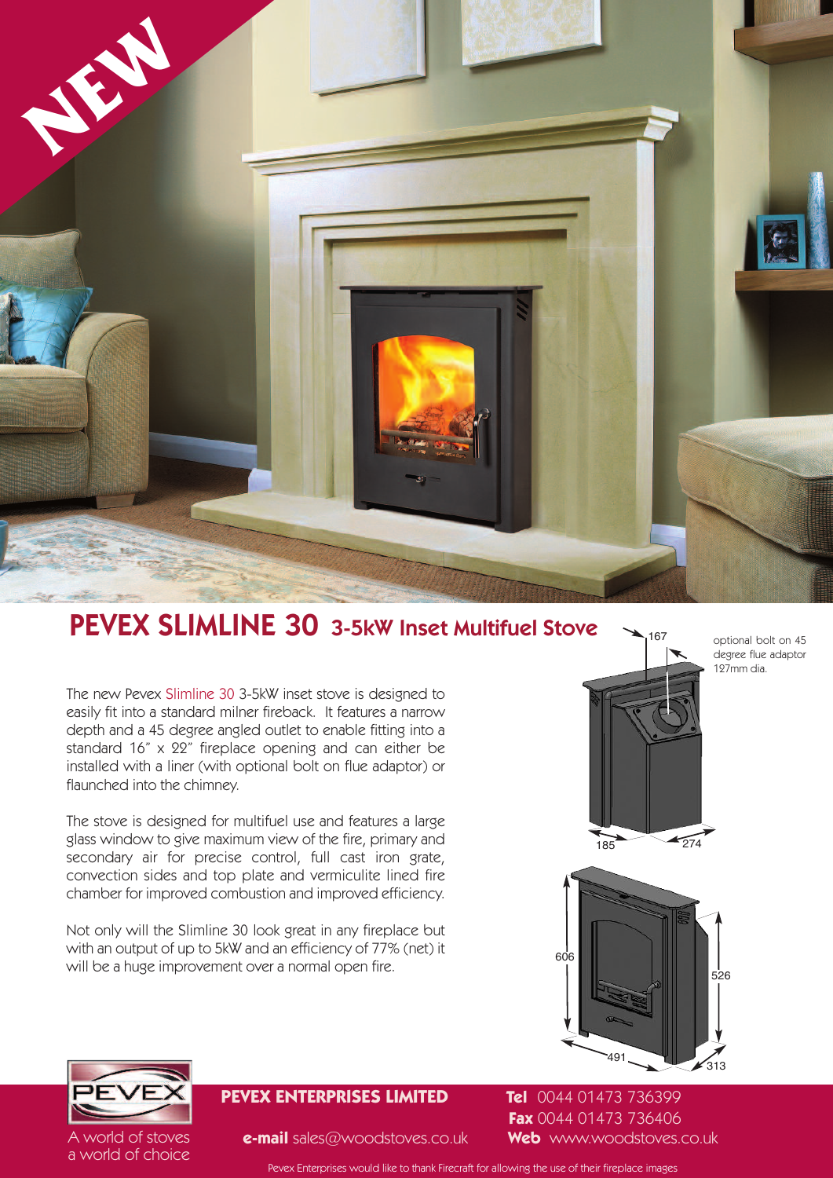NEW

# PEVEX SLIMLINE 30 3-5kW Inset Multifuel Stove

The new Pevex Slimline 30 3-5kW inset stove is designed to easily fit into a standard milner fireback. It features a narrow depth and a 45 degree angled outlet to enable fitting into a standard 16" x 22" fireplace opening and can either be installed with a liner (with optional bolt on flue adaptor) or flaunched into the chimney.

The stove is designed for multifuel use and features a large glass window to give maximum view of the fire, primary and secondary air for precise control, full cast iron grate, convection sides and top plate and vermiculite lined fire chamber for improved combustion and improved efficiency.

Not only will the Slimline 30 look great in any fireplace but with an output of up to 5kW and an efficiency of 77% (net) it will be a huge improvement over a normal open fire.

167

optional bolt on 45 degree flue adaptor 127mm dia.

185

274

606

526

491

313

PEVEX

A world of stoves
a world of choice

**PEVEX ENTERPRISES LIMITED**

**e-mail** sales@woodstoves.co.uk

**Tel** 0044 01473 736399
**Fax** 0044 01473 736406
**Web** www.woodstoves.co.uk

Pevex Enterprises would like to thank Firecraft for allowing the use of their fireplace images